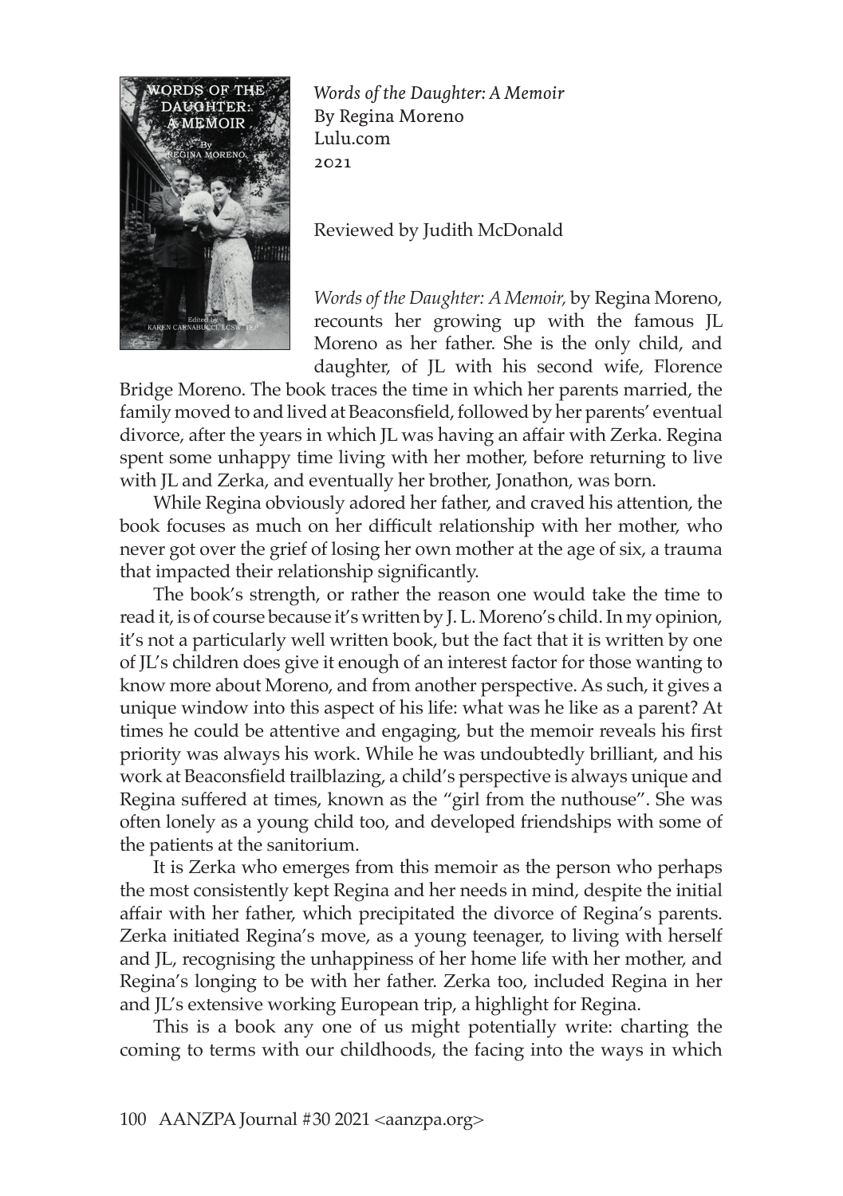*Words of the Daughter: A Memoir*
By Regina Moreno
Lulu.com
2021

Reviewed by Judith McDonald

*Words of the Daughter: A Memoir,* by Regina Moreno, recounts her growing up with the famous JL Moreno as her father. She is the only child, and daughter, of JL with his second wife, Florence Bridge Moreno. The book traces the time in which her parents married, the family moved to and lived at Beaconsfield, followed by her parents' eventual divorce, after the years in which JL was having an affair with Zerka. Regina spent some unhappy time living with her mother, before returning to live with JL and Zerka, and eventually her brother, Jonathon, was born.

While Regina obviously adored her father, and craved his attention, the book focuses as much on her difficult relationship with her mother, who never got over the grief of losing her own mother at the age of six, a trauma that impacted their relationship significantly.

The book's strength, or rather the reason one would take the time to read it, is of course because it's written by J. L. Moreno's child. In my opinion, it's not a particularly well written book, but the fact that it is written by one of JL's children does give it enough of an interest factor for those wanting to know more about Moreno, and from another perspective. As such, it gives a unique window into this aspect of his life: what was he like as a parent? At times he could be attentive and engaging, but the memoir reveals his first priority was always his work. While he was undoubtedly brilliant, and his work at Beaconsfield trailblazing, a child's perspective is always unique and Regina suffered at times, known as the "girl from the nuthouse". She was often lonely as a young child too, and developed friendships with some of the patients at the sanitorium.

It is Zerka who emerges from this memoir as the person who perhaps the most consistently kept Regina and her needs in mind, despite the initial affair with her father, which precipitated the divorce of Regina's parents. Zerka initiated Regina's move, as a young teenager, to living with herself and JL, recognising the unhappiness of her home life with her mother, and Regina's longing to be with her father. Zerka too, included Regina in her and JL's extensive working European trip, a highlight for Regina.

This is a book any one of us might potentially write: charting the coming to terms with our childhoods, the facing into the ways in which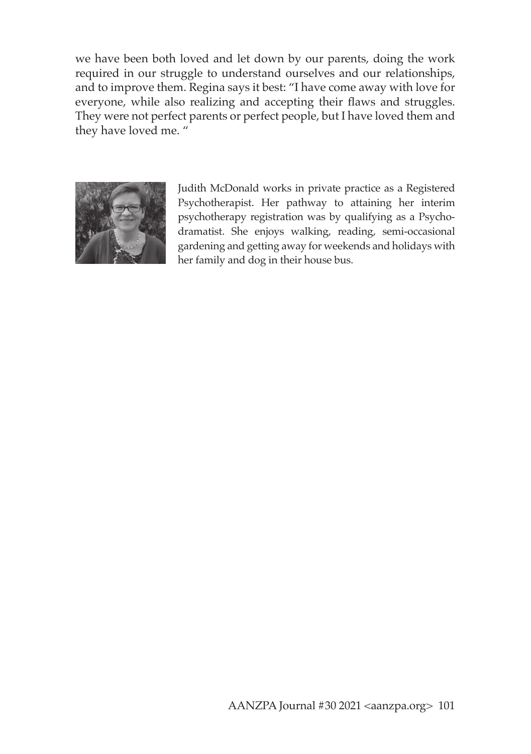we have been both loved and let down by our parents, doing the work required in our struggle to understand ourselves and our relationships, and to improve them. Regina says it best: "I have come away with love for everyone, while also realizing and accepting their flaws and struggles. They were not perfect parents or perfect people, but I have loved them and they have loved me. "

Judith McDonald works in private practice as a Registered Psychotherapist. Her pathway to attaining her interim psychotherapy registration was by qualifying as a Psychodramatist. She enjoys walking, reading, semi-occasional gardening and getting away for weekends and holidays with her family and dog in their house bus.